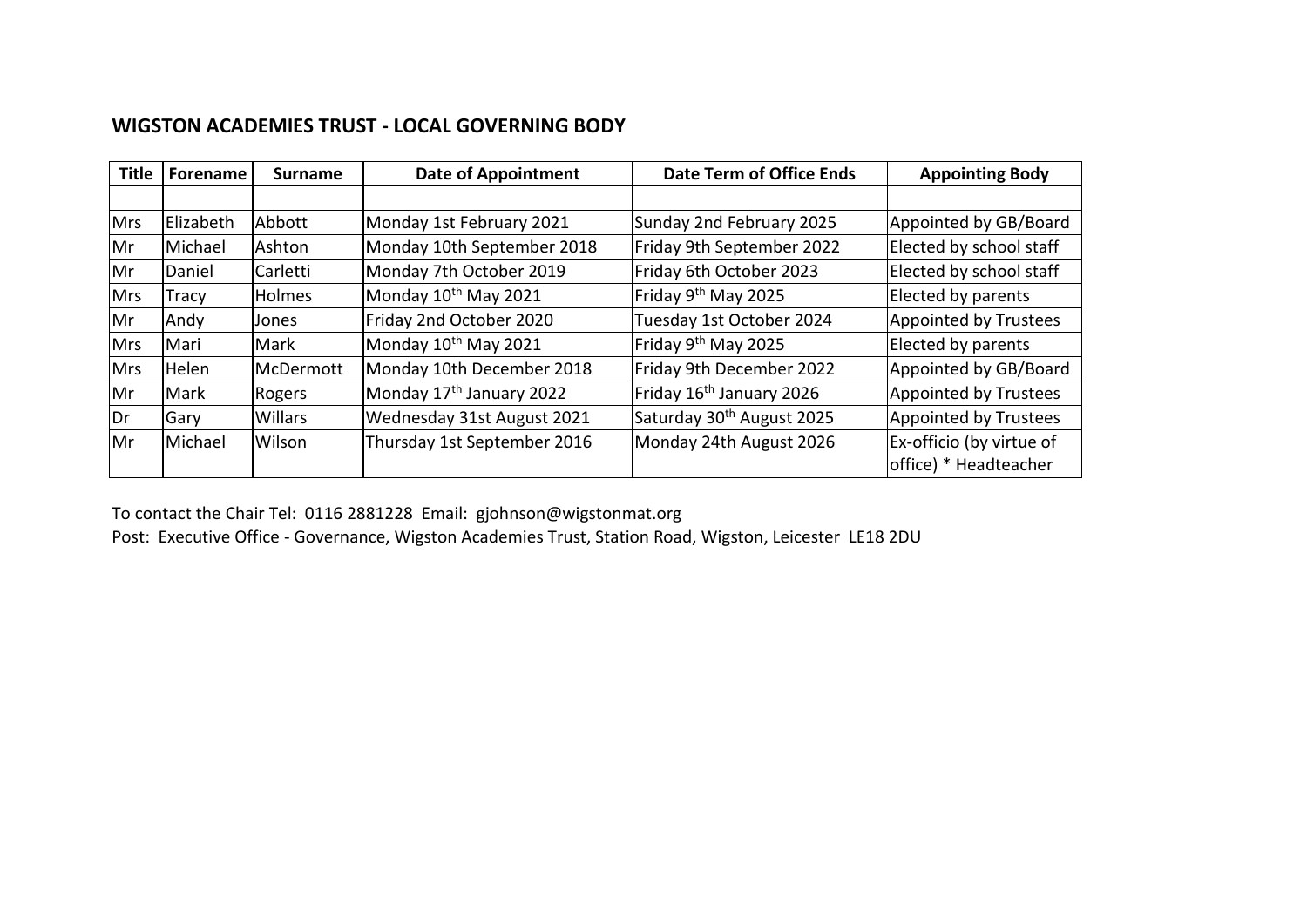## WIGSTON ACADEMIES TRUST - LOCAL GOVERNING BODY

| Title | Forename | Surname | Date of Appointment | Date Term of Office Ends | Appointing Body |
|---|---|---|---|---|---|
| | | | | | |
| Mrs | Elizabeth | Abbott | Monday 1st February 2021 | Sunday 2nd February 2025 | Appointed by GB/Board |
| Mr | Michael | Ashton | Monday 10th September 2018 | Friday 9th September 2022 | Elected by school staff |
| Mr | Daniel | Carletti | Monday 7th October 2019 | Friday 6th October 2023 | Elected by school staff |
| Mrs | Tracy | Holmes | Monday 10th May 2021 | Friday 9th May 2025 | Elected by parents |
| Mr | Andy | Jones | Friday 2nd October 2020 | Tuesday 1st October 2024 | Appointed by Trustees |
| Mrs | Mari | Mark | Monday 10th May 2021 | Friday 9th May 2025 | Elected by parents |
| Mrs | Helen | McDermott | Monday 10th December 2018 | Friday 9th December 2022 | Appointed by GB/Board |
| Mr | Mark | Rogers | Monday 17th January 2022 | Friday 16th January 2026 | Appointed by Trustees |
| Dr | Gary | Willars | Wednesday 31st August 2021 | Saturday 30th August 2025 | Appointed by Trustees |
| Mr | Michael | Wilson | Thursday 1st September 2016 | Monday 24th August 2026 | Ex-officio (by virtue of office) * Headteacher |

To contact the Chair Tel: 0116 2881228 Email: gjohnson@wigstonmat.org

Post: Executive Office - Governance, Wigston Academies Trust, Station Road, Wigston, Leicester LE18 2DU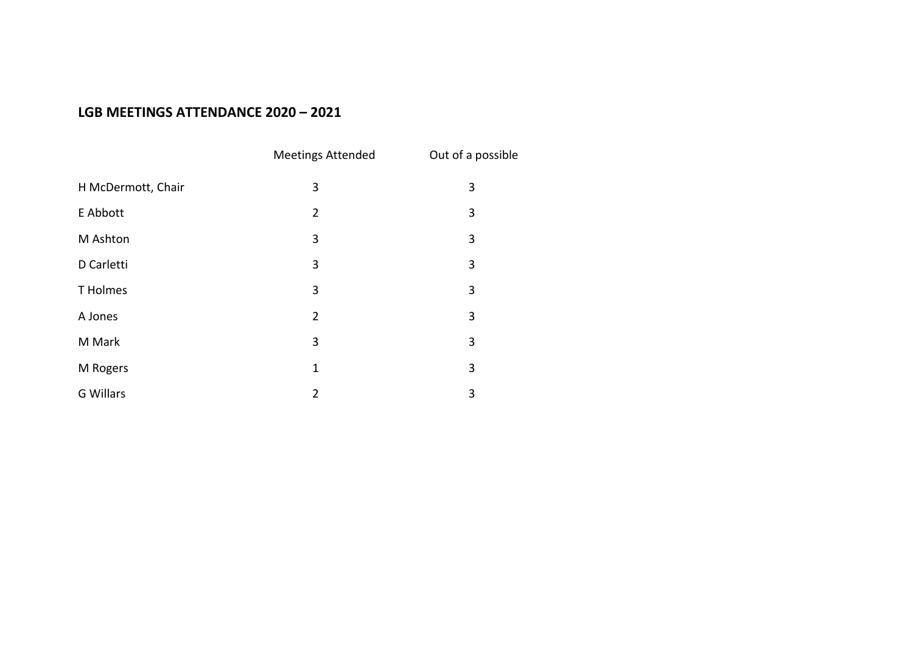**LGB MEETINGS ATTENDANCE 2020 – 2021**

| | Meetings Attended | Out of a possible |
|---|---|---|
| H McDermott, Chair | 3 | 3 |
| E Abbott | 2 | 3 |
| M Ashton | 3 | 3 |
| D Carletti | 3 | 3 |
| T Holmes | 3 | 3 |
| A Jones | 2 | 3 |
| M Mark | 3 | 3 |
| M Rogers | 1 | 3 |
| G Willars | 2 | 3 |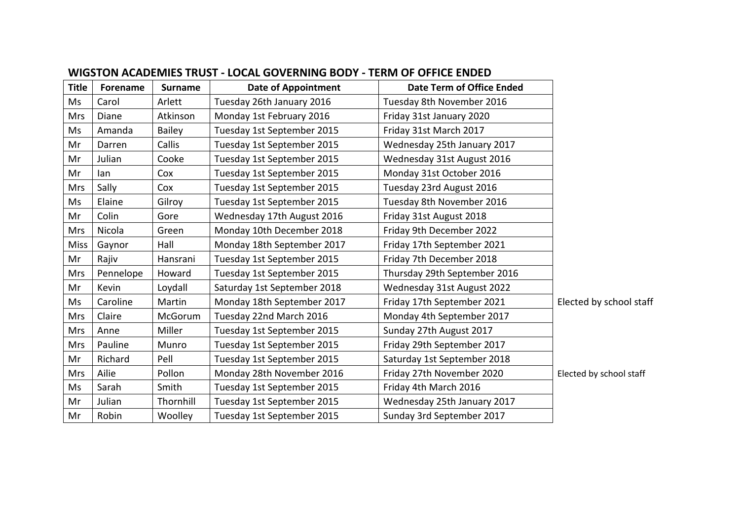## WIGSTON ACADEMIES TRUST - LOCAL GOVERNING BODY - TERM OF OFFICE ENDED

| Title | Forename | Surname | Date of Appointment | Date Term of Office Ended | |
|---|---|---|---|---|---|
| Ms | Carol | Arlett | Tuesday 26th January 2016 | Tuesday 8th November 2016 | |
| Mrs | Diane | Atkinson | Monday 1st February 2016 | Friday 31st January 2020 | |
| Ms | Amanda | Bailey | Tuesday 1st September 2015 | Friday 31st March 2017 | |
| Mr | Darren | Callis | Tuesday 1st September 2015 | Wednesday 25th January 2017 | |
| Mr | Julian | Cooke | Tuesday 1st September 2015 | Wednesday 31st August 2016 | |
| Mr | Ian | Cox | Tuesday 1st September 2015 | Monday 31st October 2016 | |
| Mrs | Sally | Cox | Tuesday 1st September 2015 | Tuesday 23rd August 2016 | |
| Ms | Elaine | Gilroy | Tuesday 1st September 2015 | Tuesday 8th November 2016 | |
| Mr | Colin | Gore | Wednesday 17th August 2016 | Friday 31st August 2018 | |
| Mrs | Nicola | Green | Monday 10th December 2018 | Friday 9th December 2022 | |
| Miss | Gaynor | Hall | Monday 18th September 2017 | Friday 17th September 2021 | |
| Mr | Rajiv | Hansrani | Tuesday 1st September 2015 | Friday 7th December 2018 | |
| Mrs | Pennelope | Howard | Tuesday 1st September 2015 | Thursday 29th September 2016 | |
| Mr | Kevin | Loydall | Saturday 1st September 2018 | Wednesday 31st August 2022 | |
| Ms | Caroline | Martin | Monday 18th September 2017 | Friday 17th September 2021 | Elected by school staff |
| Mrs | Claire | McGorum | Tuesday 22nd March 2016 | Monday 4th September 2017 | |
| Mrs | Anne | Miller | Tuesday 1st September 2015 | Sunday 27th August 2017 | |
| Mrs | Pauline | Munro | Tuesday 1st September 2015 | Friday 29th September 2017 | |
| Mr | Richard | Pell | Tuesday 1st September 2015 | Saturday 1st September 2018 | |
| Mrs | Ailie | Pollon | Monday 28th November 2016 | Friday 27th November 2020 | Elected by school staff |
| Ms | Sarah | Smith | Tuesday 1st September 2015 | Friday 4th March 2016 | |
| Mr | Julian | Thornhill | Tuesday 1st September 2015 | Wednesday 25th January 2017 | |
| Mr | Robin | Woolley | Tuesday 1st September 2015 | Sunday 3rd September 2017 | |